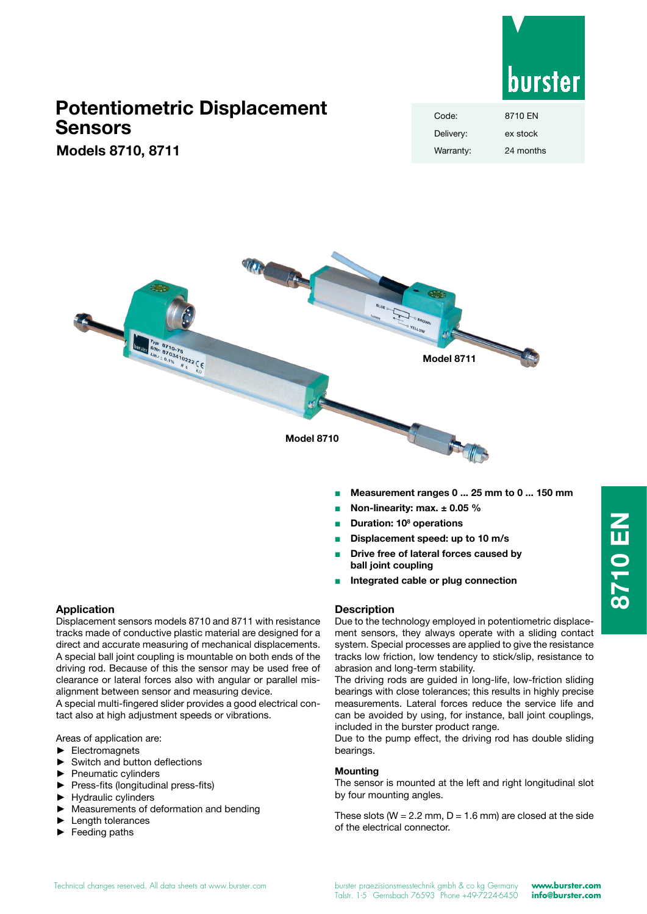# Potentiometric Displacement Sensors

## Models 8710, 8711

| Code: | 8710 EN |
|---|---|
| Delivery: | ex stock |
| Warranty: | 24 months |

Model 8711

Model 8710

- **Measurement ranges 0 ... 25 mm to 0 ... 150 mm**
- **Non-linearity: max. ± 0.05 %**
- **Duration: $10^8$ operations**
- **Displacement speed: up to 10 m/s**
- **Drive free of lateral forces caused by ball joint coupling**
- **Integrated cable or plug connection**

### Application

Displacement sensors models 8710 and 8711 with resistance tracks made of conductive plastic material are designed for a direct and accurate measuring of mechanical displacements. A special ball joint coupling is mountable on both ends of the driving rod. Because of this the sensor may be used free of clearance or lateral forces also with angular or parallel misalignment between sensor and measuring device.
A special multi-fingered slider provides a good electrical contact also at high adjustment speeds or vibrations.

Areas of application are:

- ► Electromagnets
- ► Switch and button deflections
- ► Pneumatic cylinders
- ► Press-fits (longitudinal press-fits)
- ► Hydraulic cylinders
- ► Measurements of deformation and bending
- ► Length tolerances
- ► Feeding paths

### Description

Due to the technology employed in potentiometric displacement sensors, they always operate with a sliding contact system. Special processes are applied to give the resistance tracks low friction, low tendency to stick/slip, resistance to abrasion and long-term stability.
The driving rods are guided in long-life, low-friction sliding bearings with close tolerances; this results in highly precise measurements. Lateral forces reduce the service life and can be avoided by using, for instance, ball joint couplings, included in the burster product range.
Due to the pump effect, the driving rod has double sliding bearings.

### Mounting

The sensor is mounted at the left and right longitudinal slot by four mounting angles.

These slots (W = 2.2 mm, D = 1.6 mm) are closed at the side of the electrical connector.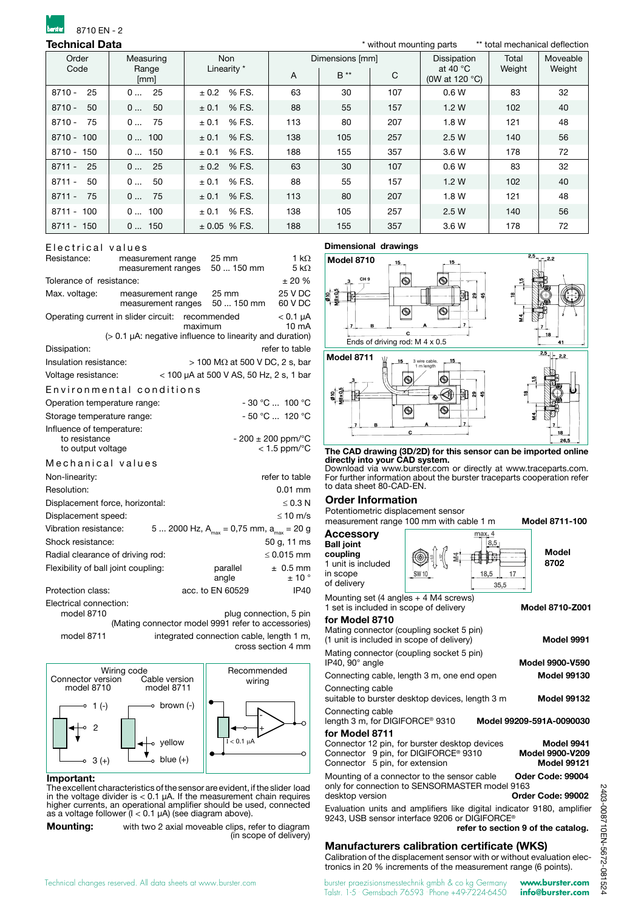## Technical Data

\* without mounting parts   \*\* total mechanical deflection

| Order Code | Measuring Range [mm] | Non Linearity * | Dimensions [mm] | | | Dissipation at 40 °C (0W at 120 °C) | Total Weight | Moveable Weight |
|---|---|---|---|---|---|---|---|---|
| | | | A | B ** | C | | | |
| 8710 - 25 | 0 ... 25 | ± 0.2 % F.S. | 63 | 30 | 107 | 0.6 W | 83 | 32 |
| 8710 - 50 | 0 ... 50 | ± 0.1 % F.S. | 88 | 55 | 157 | 1.2 W | 102 | 40 |
| 8710 - 75 | 0 ... 75 | ± 0.1 % F.S. | 113 | 80 | 207 | 1.8 W | 121 | 48 |
| 8710 - 100 | 0 ... 100 | ± 0.1 % F.S. | 138 | 105 | 257 | 2.5 W | 140 | 56 |
| 8710 - 150 | 0 ... 150 | ± 0.1 % F.S. | 188 | 155 | 357 | 3.6 W | 178 | 72 |
| 8711 - 25 | 0 ... 25 | ± 0.2 % F.S. | 63 | 30 | 107 | 0.6 W | 83 | 32 |
| 8711 - 50 | 0 ... 50 | ± 0.1 % F.S. | 88 | 55 | 157 | 1.2 W | 102 | 40 |
| 8711 - 75 | 0 ... 75 | ± 0.1 % F.S. | 113 | 80 | 207 | 1.8 W | 121 | 48 |
| 8711 - 100 | 0 ... 100 | ± 0.1 % F.S. | 138 | 105 | 257 | 2.5 W | 140 | 56 |
| 8711 - 150 | 0 ... 150 | ± 0.05 % F.S. | 188 | 155 | 357 | 3.6 W | 178 | 72 |

### Electrical values

| | | |
|---|---|---|
| Resistance: | measurement range 25 mm | 1 kΩ |
| | measurement ranges 50 ... 150 mm | 5 kΩ |
| Tolerance of resistance: | | ± 20 % |
| Max. voltage: | measurement range 25 mm | 25 V DC |
| | measurement ranges 50 ... 150 mm | 60 V DC |
| Operating current in slider circuit: | recommended | < 0.1 µA |
| | maximum | 10 mA |
| | (> 0.1 µA: negative influence to linearity and duration) | |
| Dissipation: | | refer to table |
| Insulation resistance: | | > 100 MΩ at 500 V DC, 2 s, bar |
| Voltage resistance: | | < 100 µA at 500 V AS, 50 Hz, 2 s, 1 bar |

### Environmental conditions

| | |
|---|---|
| Operation temperature range: | - 30 °C ... 100 °C |
| Storage temperature range: | - 50 °C ... 120 °C |
| Influence of temperature: | |
| to resistance | - 200 ± 200 ppm/°C |
| to output voltage | < 1.5 ppm/°C |

### Mechanical values

| | | |
|---|---|---|
| Non-linearity: | | refer to table |
| Resolution: | | 0.01 mm |
| Displacement force, horizontal: | | ≤ 0.3 N |
| Displacement speed: | | ≤ 10 m/s |
| Vibration resistance: | 5 ... 2000 Hz, $A_{max}$ = 0,75 mm, $a_{max}$ = 20 g | |
| Shock resistance: | | 50 g, 11 ms |
| Radial clearance of driving rod: | | ≤ 0.015 mm |
| Flexibility of ball joint coupling: | parallel | ± 0.5 mm |
| | angle | ± 10 ° |
| Protection class: | acc. to EN 60529 | IP40 |

Electrical connection:

- model 8710: plug connection, 5 pin (Mating connector model 9991 refer to accessories)
- model 8711: integrated connection cable, length 1 m, cross section 4 mm

Wiring code

Connector version model 8710: 1 (-), 2, 3 (+)

Cable version model 8711: brown (-), yellow, blue (+)

Recommended wiring

I < 0.1 µA

**Important:**
The excellent characteristics of the sensor are evident, if the slider load in the voltage divider is < 0.1 µA. If the measurement chain requires higher currents, an operational amplifier should be used, connected as a voltage follower (I < 0.1 µA) (see diagram above).

**Mounting:** with two 2 axial moveable clips, refer to diagram (in scope of delivery)

### Dimensional drawings

**Model 8710**

Ends of driving rod: M 4 x 0.5

**Model 8711**

3 wire cable, 1 m length

**The CAD drawing (3D/2D) for this sensor can be imported online directly into your CAD system.**
Download via www.burster.com or directly at www.traceparts.com. For further information about the burster traceparts cooperation refer to data sheet 80-CAD-EN.

## Order Information

Potentiometric displacement sensor
measurement range 100 mm with cable 1 m — **Model 8711-100**

## Accessory

**Ball joint coupling** — **Model 8702**
1 unit is included in scope of delivery

Mounting set (4 angles + 4 M4 screws)
1 set is included in scope of delivery — **Model 8710-Z001**

**for Model 8710**

| | |
|---|---|
| Mating connector (coupling socket 5 pin) (1 unit is included in scope of delivery) | **Model 9991** |
| Mating connector (coupling socket 5 pin) IP40, 90° angle | **Model 9900-V590** |
| Connecting cable, length 3 m, one end open | **Model 99130** |
| Connecting cable suitable to burster desktop devices, length 3 m | **Model 99132** |
| Connecting cable length 3 m, for DIGIFORCE® 9310 | **Model 99209-591A-0090030** |

**for Model 8711**

| | |
|---|---|
| Connector 12 pin, for burster desktop devices | **Model 9941** |
| Connector 9 pin, for DIGIFORCE® 9310 | **Model 9900-V209** |
| Connector 5 pin, for extension | **Model 99121** |
| Mounting of a connector to the sensor cable | **Oder Code: 99004** |
| only for connection to SENSORMASTER model 9163 desktop version | **Order Code: 99002** |

Evaluation units and amplifiers like digital indicator 9180, amplifier 9243, USB sensor interface 9206 or DIGIFORCE® **refer to section 9 of the catalog.**

## Manufacturers calibration certificate (WKS)

Calibration of the displacement sensor with or without evaluation electronics in 20 % increments of the measurement range (6 points).